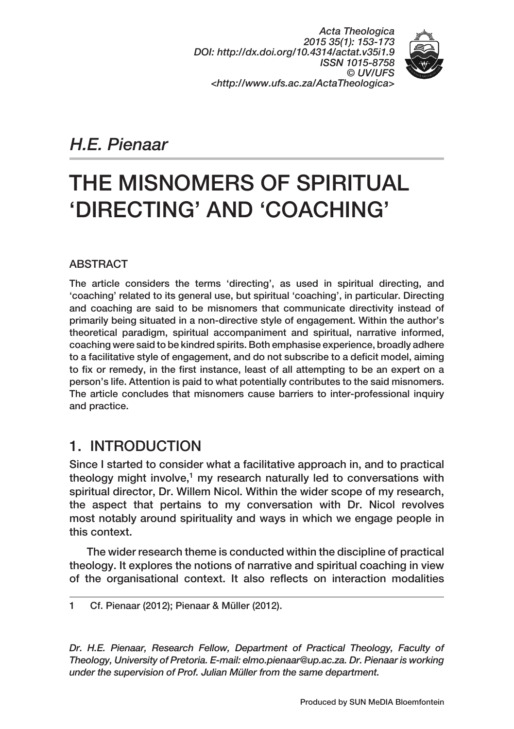*Acta Theologica*
*2015 35(1): 153-173*
*DOI: http://dx.doi.org/10.4314/actat.v35i1.9*
*ISSN 1015-8758*
*© UV/UFS*
*<http://www.ufs.ac.za/ActaTheologica>*

*H.E. Pienaar*

# THE MISNOMERS OF SPIRITUAL 'DIRECTING' AND 'COACHING'

## ABSTRACT

The article considers the terms 'directing', as used in spiritual directing, and 'coaching' related to its general use, but spiritual 'coaching', in particular. Directing and coaching are said to be misnomers that communicate directivity instead of primarily being situated in a non-directive style of engagement. Within the author's theoretical paradigm, spiritual accompaniment and spiritual, narrative informed, coaching were said to be kindred spirits. Both emphasise experience, broadly adhere to a facilitative style of engagement, and do not subscribe to a deficit model, aiming to fix or remedy, in the first instance, least of all attempting to be an expert on a person's life. Attention is paid to what potentially contributes to the said misnomers. The article concludes that misnomers cause barriers to inter-professional inquiry and practice.

## 1. INTRODUCTION

Since I started to consider what a facilitative approach in, and to practical theology might involve,[1] my research naturally led to conversations with spiritual director, Dr. Willem Nicol. Within the wider scope of my research, the aspect that pertains to my conversation with Dr. Nicol revolves most notably around spirituality and ways in which we engage people in this context.

The wider research theme is conducted within the discipline of practical theology. It explores the notions of narrative and spiritual coaching in view of the organisational context. It also reflects on interaction modalities

1 Cf. Pienaar (2012); Pienaar & Müller (2012).

*Dr. H.E. Pienaar, Research Fellow, Department of Practical Theology, Faculty of Theology, University of Pretoria. E-mail: elmo.pienaar@up.ac.za. Dr. Pienaar is working under the supervision of Prof. Julian Müller from the same department.*

Produced by SUN MeDIA Bloemfontein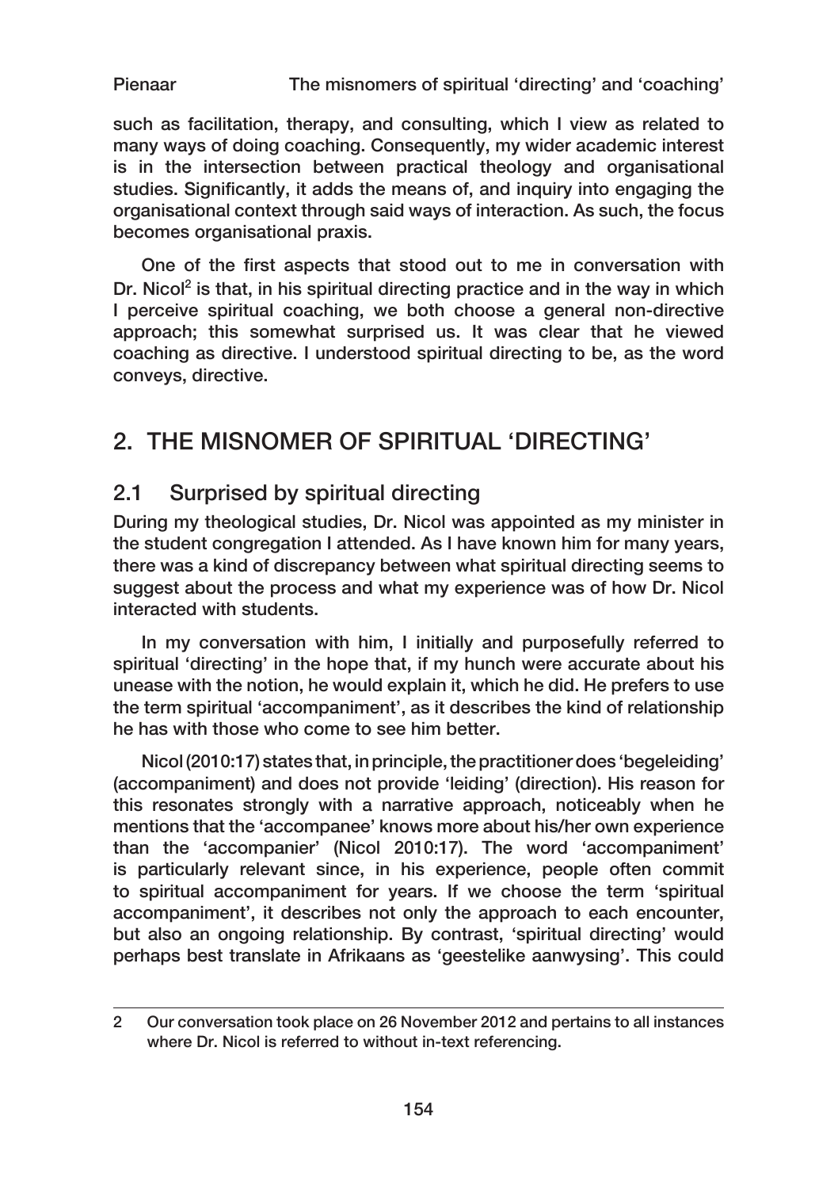such as facilitation, therapy, and consulting, which I view as related to many ways of doing coaching. Consequently, my wider academic interest is in the intersection between practical theology and organisational studies. Significantly, it adds the means of, and inquiry into engaging the organisational context through said ways of interaction. As such, the focus becomes organisational praxis.

One of the first aspects that stood out to me in conversation with Dr. Nicol[2] is that, in his spiritual directing practice and in the way in which I perceive spiritual coaching, we both choose a general non-directive approach; this somewhat surprised us. It was clear that he viewed coaching as directive. I understood spiritual directing to be, as the word conveys, directive.

## 2. THE MISNOMER OF SPIRITUAL 'DIRECTING'

### 2.1 Surprised by spiritual directing

During my theological studies, Dr. Nicol was appointed as my minister in the student congregation I attended. As I have known him for many years, there was a kind of discrepancy between what spiritual directing seems to suggest about the process and what my experience was of how Dr. Nicol interacted with students.

In my conversation with him, I initially and purposefully referred to spiritual 'directing' in the hope that, if my hunch were accurate about his unease with the notion, he would explain it, which he did. He prefers to use the term spiritual 'accompaniment', as it describes the kind of relationship he has with those who come to see him better.

Nicol (2010:17) states that, in principle, the practitioner does 'begeleiding' (accompaniment) and does not provide 'leiding' (direction). His reason for this resonates strongly with a narrative approach, noticeably when he mentions that the 'accompanee' knows more about his/her own experience than the 'accompanier' (Nicol 2010:17). The word 'accompaniment' is particularly relevant since, in his experience, people often commit to spiritual accompaniment for years. If we choose the term 'spiritual accompaniment', it describes not only the approach to each encounter, but also an ongoing relationship. By contrast, 'spiritual directing' would perhaps best translate in Afrikaans as 'geestelike aanwysing'. This could

---

2 Our conversation took place on 26 November 2012 and pertains to all instances where Dr. Nicol is referred to without in-text referencing.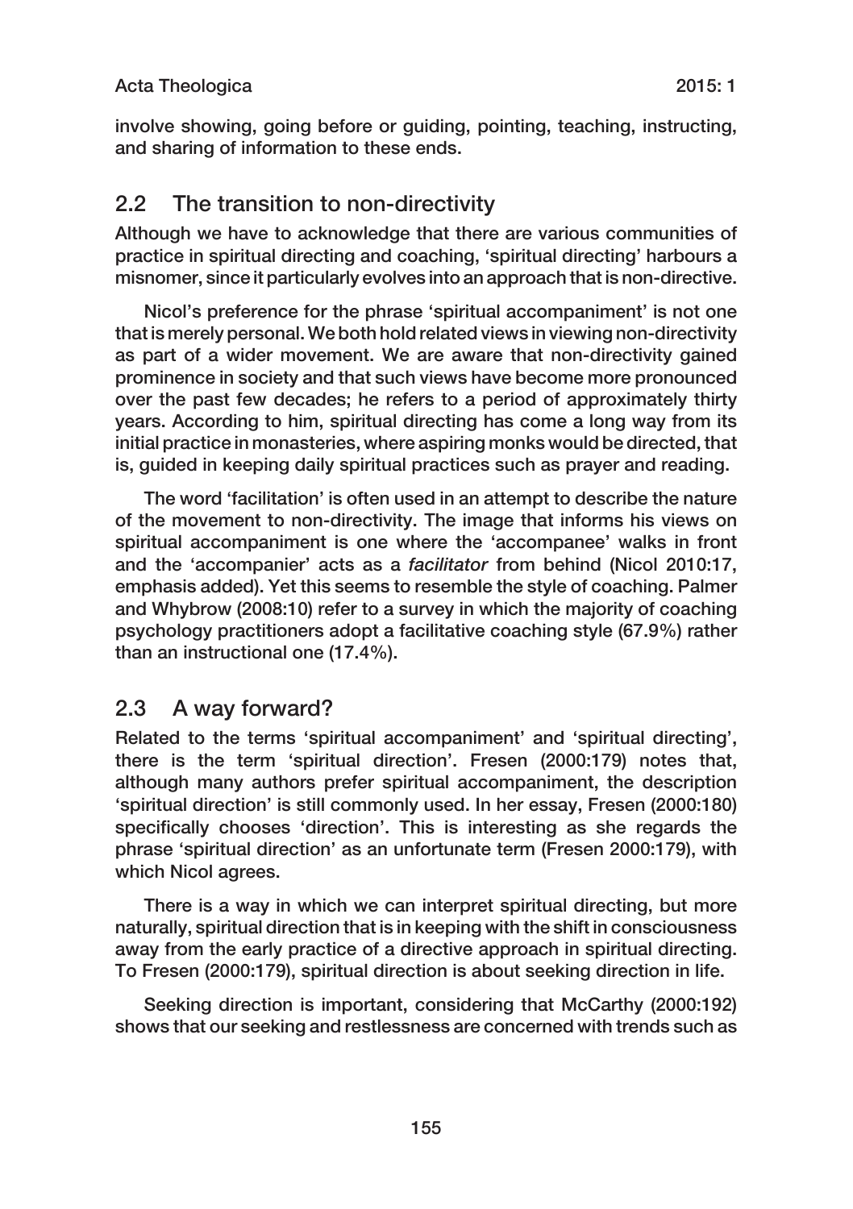involve showing, going before or guiding, pointing, teaching, instructing, and sharing of information to these ends.

## 2.2 The transition to non-directivity

Although we have to acknowledge that there are various communities of practice in spiritual directing and coaching, 'spiritual directing' harbours a misnomer, since it particularly evolves into an approach that is non-directive.

Nicol's preference for the phrase 'spiritual accompaniment' is not one that is merely personal. We both hold related views in viewing non-directivity as part of a wider movement. We are aware that non-directivity gained prominence in society and that such views have become more pronounced over the past few decades; he refers to a period of approximately thirty years. According to him, spiritual directing has come a long way from its initial practice in monasteries, where aspiring monks would be directed, that is, guided in keeping daily spiritual practices such as prayer and reading.

The word 'facilitation' is often used in an attempt to describe the nature of the movement to non-directivity. The image that informs his views on spiritual accompaniment is one where the 'accompanee' walks in front and the 'accompanier' acts as a *facilitator* from behind (Nicol 2010:17, emphasis added). Yet this seems to resemble the style of coaching. Palmer and Whybrow (2008:10) refer to a survey in which the majority of coaching psychology practitioners adopt a facilitative coaching style (67.9%) rather than an instructional one (17.4%).

## 2.3 A way forward?

Related to the terms 'spiritual accompaniment' and 'spiritual directing', there is the term 'spiritual direction'. Fresen (2000:179) notes that, although many authors prefer spiritual accompaniment, the description 'spiritual direction' is still commonly used. In her essay, Fresen (2000:180) specifically chooses 'direction'. This is interesting as she regards the phrase 'spiritual direction' as an unfortunate term (Fresen 2000:179), with which Nicol agrees.

There is a way in which we can interpret spiritual directing, but more naturally, spiritual direction that is in keeping with the shift in consciousness away from the early practice of a directive approach in spiritual directing. To Fresen (2000:179), spiritual direction is about seeking direction in life.

Seeking direction is important, considering that McCarthy (2000:192) shows that our seeking and restlessness are concerned with trends such as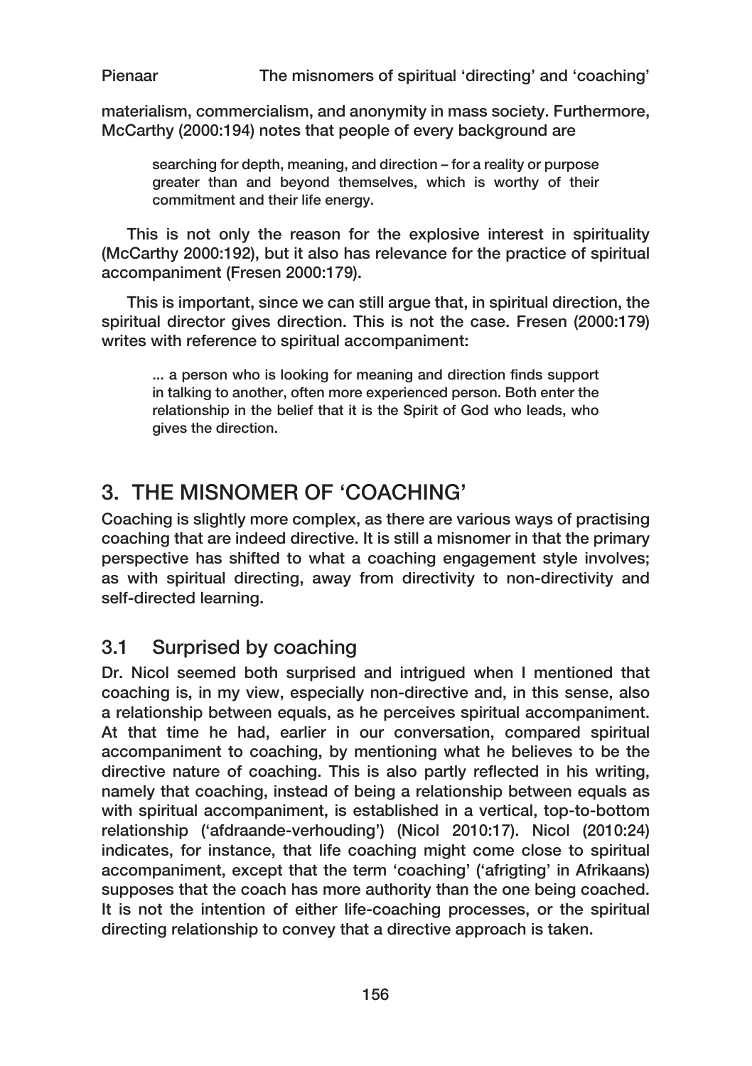materialism, commercialism, and anonymity in mass society. Furthermore, McCarthy (2000:194) notes that people of every background are

> searching for depth, meaning, and direction – for a reality or purpose greater than and beyond themselves, which is worthy of their commitment and their life energy.

This is not only the reason for the explosive interest in spirituality (McCarthy 2000:192), but it also has relevance for the practice of spiritual accompaniment (Fresen 2000:179).

This is important, since we can still argue that, in spiritual direction, the spiritual director gives direction. This is not the case. Fresen (2000:179) writes with reference to spiritual accompaniment:

> ... a person who is looking for meaning and direction finds support in talking to another, often more experienced person. Both enter the relationship in the belief that it is the Spirit of God who leads, who gives the direction.

## 3. THE MISNOMER OF 'COACHING'

Coaching is slightly more complex, as there are various ways of practising coaching that are indeed directive. It is still a misnomer in that the primary perspective has shifted to what a coaching engagement style involves; as with spiritual directing, away from directivity to non-directivity and self-directed learning.

### 3.1 Surprised by coaching

Dr. Nicol seemed both surprised and intrigued when I mentioned that coaching is, in my view, especially non-directive and, in this sense, also a relationship between equals, as he perceives spiritual accompaniment. At that time he had, earlier in our conversation, compared spiritual accompaniment to coaching, by mentioning what he believes to be the directive nature of coaching. This is also partly reflected in his writing, namely that coaching, instead of being a relationship between equals as with spiritual accompaniment, is established in a vertical, top-to-bottom relationship ('afdraande-verhouding') (Nicol 2010:17). Nicol (2010:24) indicates, for instance, that life coaching might come close to spiritual accompaniment, except that the term 'coaching' ('afrigting' in Afrikaans) supposes that the coach has more authority than the one being coached. It is not the intention of either life-coaching processes, or the spiritual directing relationship to convey that a directive approach is taken.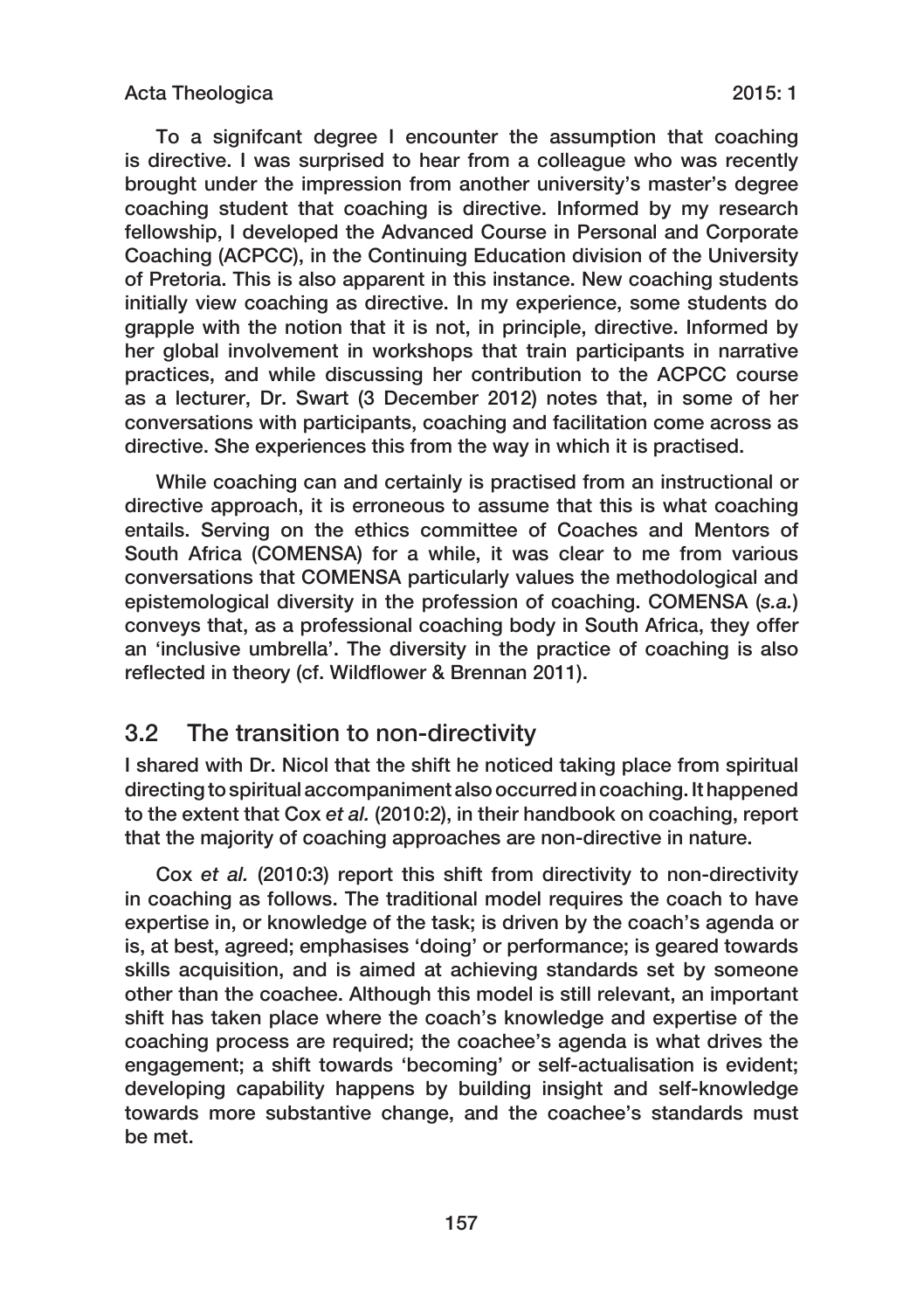To a signifcant degree I encounter the assumption that coaching is directive. I was surprised to hear from a colleague who was recently brought under the impression from another university's master's degree coaching student that coaching is directive. Informed by my research fellowship, I developed the Advanced Course in Personal and Corporate Coaching (ACPCC), in the Continuing Education division of the University of Pretoria. This is also apparent in this instance. New coaching students initially view coaching as directive. In my experience, some students do grapple with the notion that it is not, in principle, directive. Informed by her global involvement in workshops that train participants in narrative practices, and while discussing her contribution to the ACPCC course as a lecturer, Dr. Swart (3 December 2012) notes that, in some of her conversations with participants, coaching and facilitation come across as directive. She experiences this from the way in which it is practised.

While coaching can and certainly is practised from an instructional or directive approach, it is erroneous to assume that this is what coaching entails. Serving on the ethics committee of Coaches and Mentors of South Africa (COMENSA) for a while, it was clear to me from various conversations that COMENSA particularly values the methodological and epistemological diversity in the profession of coaching. COMENSA (*s.a.*) conveys that, as a professional coaching body in South Africa, they offer an 'inclusive umbrella'. The diversity in the practice of coaching is also reflected in theory (cf. Wildflower & Brennan 2011).

## 3.2 The transition to non-directivity

I shared with Dr. Nicol that the shift he noticed taking place from spiritual directing to spiritual accompaniment also occurred in coaching. It happened to the extent that Cox *et al.* (2010:2), in their handbook on coaching, report that the majority of coaching approaches are non-directive in nature.

Cox *et al.* (2010:3) report this shift from directivity to non-directivity in coaching as follows. The traditional model requires the coach to have expertise in, or knowledge of the task; is driven by the coach's agenda or is, at best, agreed; emphasises 'doing' or performance; is geared towards skills acquisition, and is aimed at achieving standards set by someone other than the coachee. Although this model is still relevant, an important shift has taken place where the coach's knowledge and expertise of the coaching process are required; the coachee's agenda is what drives the engagement; a shift towards 'becoming' or self-actualisation is evident; developing capability happens by building insight and self-knowledge towards more substantive change, and the coachee's standards must be met.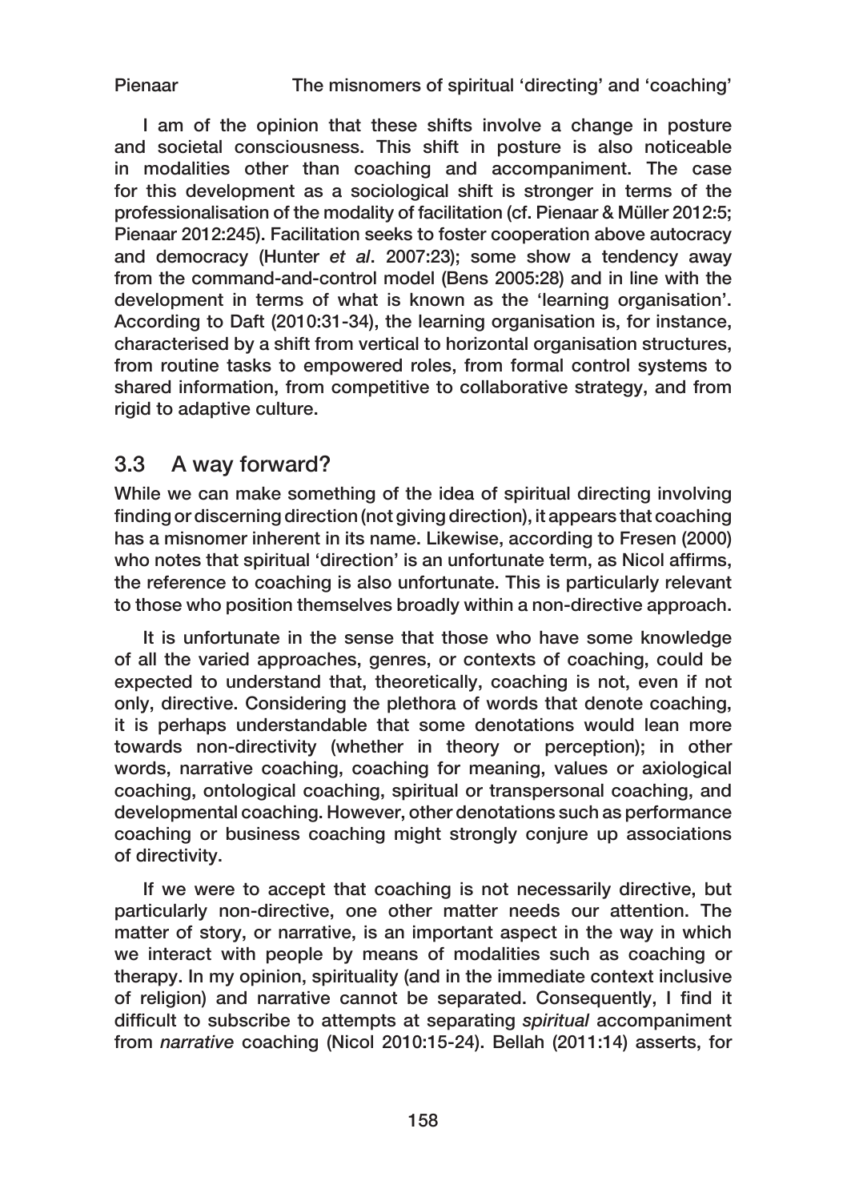I am of the opinion that these shifts involve a change in posture and societal consciousness. This shift in posture is also noticeable in modalities other than coaching and accompaniment. The case for this development as a sociological shift is stronger in terms of the professionalisation of the modality of facilitation (cf. Pienaar & Müller 2012:5; Pienaar 2012:245). Facilitation seeks to foster cooperation above autocracy and democracy (Hunter *et al*. 2007:23); some show a tendency away from the command-and-control model (Bens 2005:28) and in line with the development in terms of what is known as the 'learning organisation'. According to Daft (2010:31-34), the learning organisation is, for instance, characterised by a shift from vertical to horizontal organisation structures, from routine tasks to empowered roles, from formal control systems to shared information, from competitive to collaborative strategy, and from rigid to adaptive culture.

## 3.3 A way forward?

While we can make something of the idea of spiritual directing involving finding or discerning direction (not giving direction), it appears that coaching has a misnomer inherent in its name. Likewise, according to Fresen (2000) who notes that spiritual 'direction' is an unfortunate term, as Nicol affirms, the reference to coaching is also unfortunate. This is particularly relevant to those who position themselves broadly within a non-directive approach.

It is unfortunate in the sense that those who have some knowledge of all the varied approaches, genres, or contexts of coaching, could be expected to understand that, theoretically, coaching is not, even if not only, directive. Considering the plethora of words that denote coaching, it is perhaps understandable that some denotations would lean more towards non-directivity (whether in theory or perception); in other words, narrative coaching, coaching for meaning, values or axiological coaching, ontological coaching, spiritual or transpersonal coaching, and developmental coaching. However, other denotations such as performance coaching or business coaching might strongly conjure up associations of directivity.

If we were to accept that coaching is not necessarily directive, but particularly non-directive, one other matter needs our attention. The matter of story, or narrative, is an important aspect in the way in which we interact with people by means of modalities such as coaching or therapy. In my opinion, spirituality (and in the immediate context inclusive of religion) and narrative cannot be separated. Consequently, I find it difficult to subscribe to attempts at separating *spiritual* accompaniment from *narrative* coaching (Nicol 2010:15-24). Bellah (2011:14) asserts, for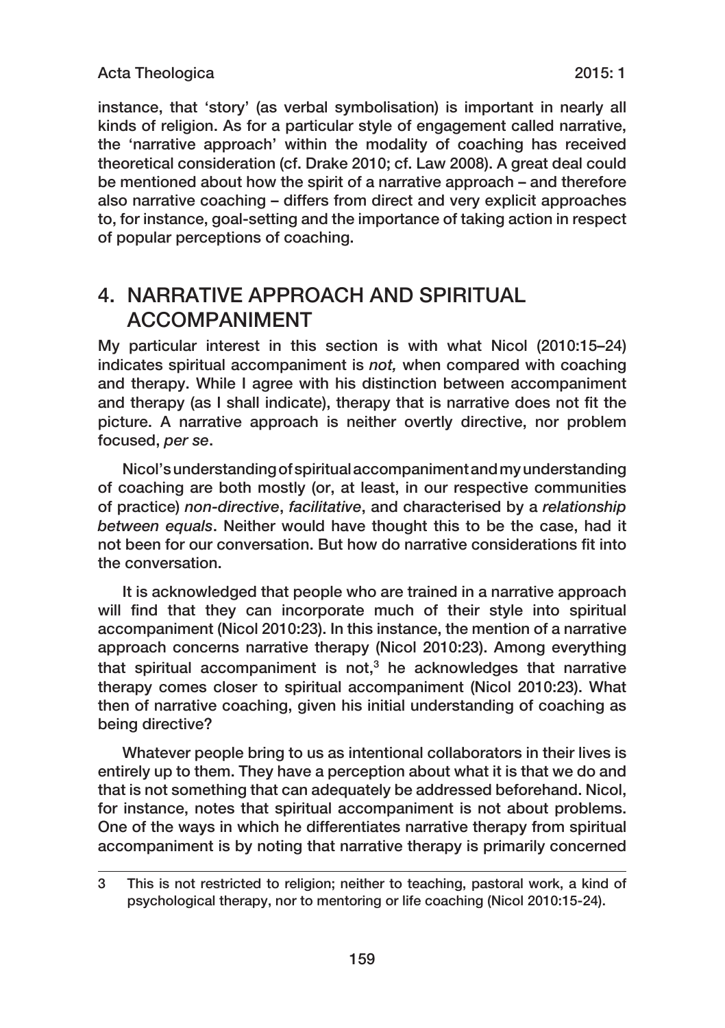instance, that 'story' (as verbal symbolisation) is important in nearly all kinds of religion. As for a particular style of engagement called narrative, the 'narrative approach' within the modality of coaching has received theoretical consideration (cf. Drake 2010; cf. Law 2008). A great deal could be mentioned about how the spirit of a narrative approach – and therefore also narrative coaching – differs from direct and very explicit approaches to, for instance, goal-setting and the importance of taking action in respect of popular perceptions of coaching.

## 4. NARRATIVE APPROACH AND SPIRITUAL ACCOMPANIMENT

My particular interest in this section is with what Nicol (2010:15–24) indicates spiritual accompaniment is *not,* when compared with coaching and therapy. While I agree with his distinction between accompaniment and therapy (as I shall indicate), therapy that is narrative does not fit the picture. A narrative approach is neither overtly directive, nor problem focused, *per se*.

Nicol's understanding of spiritual accompaniment and my understanding of coaching are both mostly (or, at least, in our respective communities of practice) *non-directive*, *facilitative*, and characterised by a *relationship between equals*. Neither would have thought this to be the case, had it not been for our conversation. But how do narrative considerations fit into the conversation.

It is acknowledged that people who are trained in a narrative approach will find that they can incorporate much of their style into spiritual accompaniment (Nicol 2010:23). In this instance, the mention of a narrative approach concerns narrative therapy (Nicol 2010:23). Among everything that spiritual accompaniment is not,[3] he acknowledges that narrative therapy comes closer to spiritual accompaniment (Nicol 2010:23). What then of narrative coaching, given his initial understanding of coaching as being directive?

Whatever people bring to us as intentional collaborators in their lives is entirely up to them. They have a perception about what it is that we do and that is not something that can adequately be addressed beforehand. Nicol, for instance, notes that spiritual accompaniment is not about problems. One of the ways in which he differentiates narrative therapy from spiritual accompaniment is by noting that narrative therapy is primarily concerned

3 This is not restricted to religion; neither to teaching, pastoral work, a kind of psychological therapy, nor to mentoring or life coaching (Nicol 2010:15-24).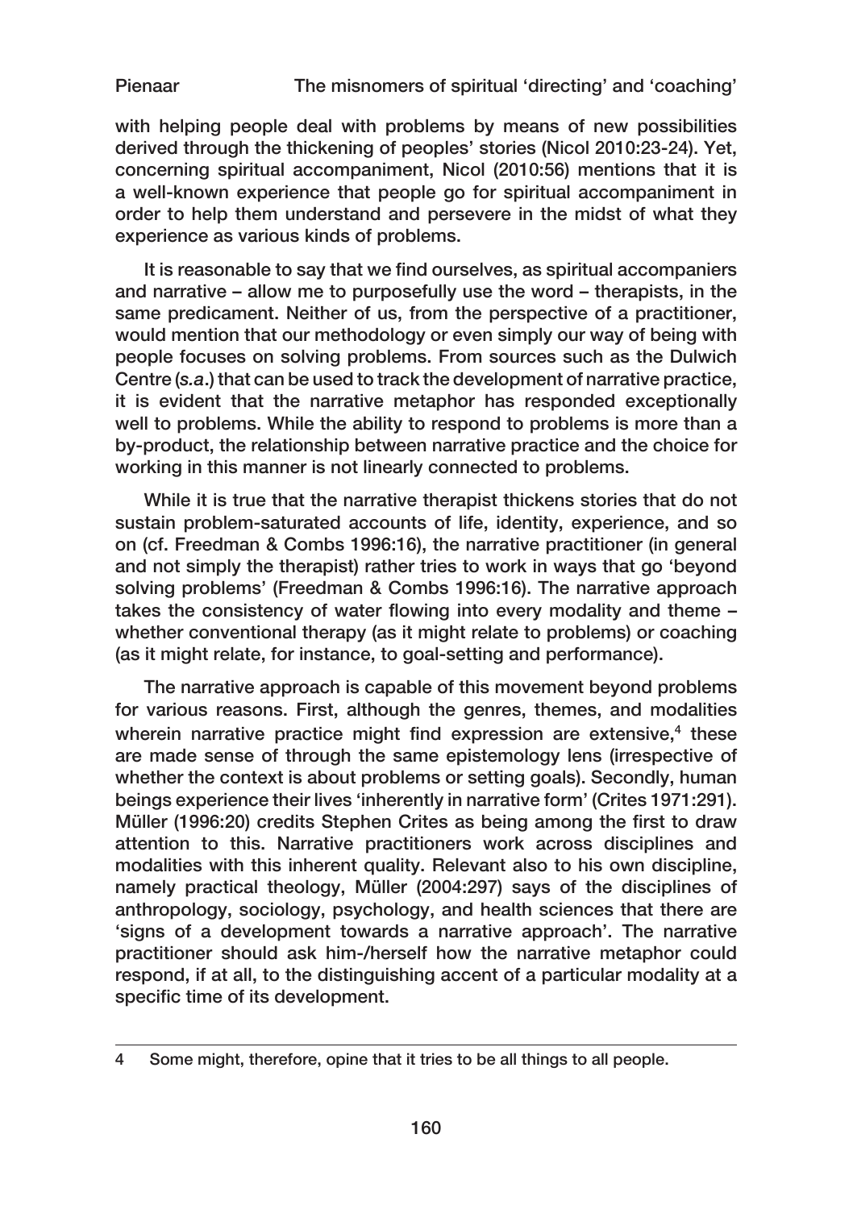with helping people deal with problems by means of new possibilities derived through the thickening of peoples' stories (Nicol 2010:23-24). Yet, concerning spiritual accompaniment, Nicol (2010:56) mentions that it is a well-known experience that people go for spiritual accompaniment in order to help them understand and persevere in the midst of what they experience as various kinds of problems.

It is reasonable to say that we find ourselves, as spiritual accompaniers and narrative – allow me to purposefully use the word – therapists, in the same predicament. Neither of us, from the perspective of a practitioner, would mention that our methodology or even simply our way of being with people focuses on solving problems. From sources such as the Dulwich Centre (*s.a.*) that can be used to track the development of narrative practice, it is evident that the narrative metaphor has responded exceptionally well to problems. While the ability to respond to problems is more than a by-product, the relationship between narrative practice and the choice for working in this manner is not linearly connected to problems.

While it is true that the narrative therapist thickens stories that do not sustain problem-saturated accounts of life, identity, experience, and so on (cf. Freedman & Combs 1996:16), the narrative practitioner (in general and not simply the therapist) rather tries to work in ways that go 'beyond solving problems' (Freedman & Combs 1996:16). The narrative approach takes the consistency of water flowing into every modality and theme – whether conventional therapy (as it might relate to problems) or coaching (as it might relate, for instance, to goal-setting and performance).

The narrative approach is capable of this movement beyond problems for various reasons. First, although the genres, themes, and modalities wherein narrative practice might find expression are extensive,[4] these are made sense of through the same epistemology lens (irrespective of whether the context is about problems or setting goals). Secondly, human beings experience their lives 'inherently in narrative form' (Crites 1971:291). Müller (1996:20) credits Stephen Crites as being among the first to draw attention to this. Narrative practitioners work across disciplines and modalities with this inherent quality. Relevant also to his own discipline, namely practical theology, Müller (2004:297) says of the disciplines of anthropology, sociology, psychology, and health sciences that there are 'signs of a development towards a narrative approach'. The narrative practitioner should ask him-/herself how the narrative metaphor could respond, if at all, to the distinguishing accent of a particular modality at a specific time of its development.

---

4 Some might, therefore, opine that it tries to be all things to all people.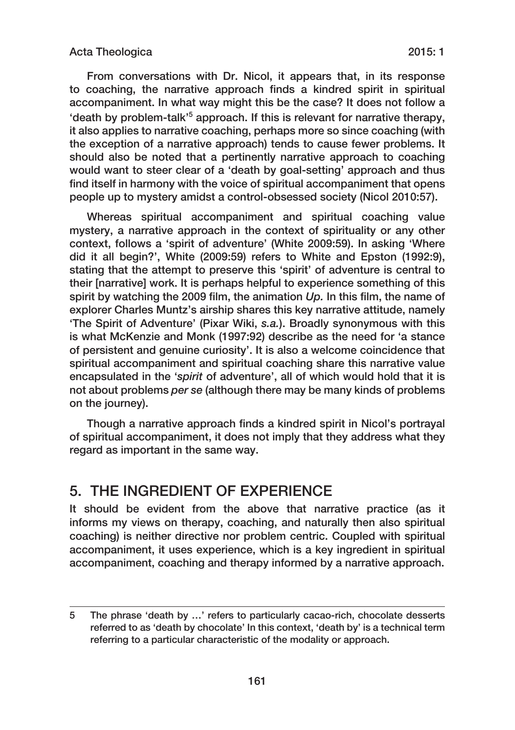From conversations with Dr. Nicol, it appears that, in its response to coaching, the narrative approach finds a kindred spirit in spiritual accompaniment. In what way might this be the case? It does not follow a 'death by problem-talk'[5] approach. If this is relevant for narrative therapy, it also applies to narrative coaching, perhaps more so since coaching (with the exception of a narrative approach) tends to cause fewer problems. It should also be noted that a pertinently narrative approach to coaching would want to steer clear of a 'death by goal-setting' approach and thus find itself in harmony with the voice of spiritual accompaniment that opens people up to mystery amidst a control-obsessed society (Nicol 2010:57).

Whereas spiritual accompaniment and spiritual coaching value mystery, a narrative approach in the context of spirituality or any other context, follows a 'spirit of adventure' (White 2009:59). In asking 'Where did it all begin?', White (2009:59) refers to White and Epston (1992:9), stating that the attempt to preserve this 'spirit' of adventure is central to their [narrative] work. It is perhaps helpful to experience something of this spirit by watching the 2009 film, the animation *Up.* In this film, the name of explorer Charles Muntz's airship shares this key narrative attitude, namely 'The Spirit of Adventure' (Pixar Wiki, *s.a.*). Broadly synonymous with this is what McKenzie and Monk (1997:92) describe as the need for 'a stance of persistent and genuine curiosity'. It is also a welcome coincidence that spiritual accompaniment and spiritual coaching share this narrative value encapsulated in the '*spirit* of adventure', all of which would hold that it is not about problems *per se* (although there may be many kinds of problems on the journey).

Though a narrative approach finds a kindred spirit in Nicol's portrayal of spiritual accompaniment, it does not imply that they address what they regard as important in the same way.

## 5. THE INGREDIENT OF EXPERIENCE

It should be evident from the above that narrative practice (as it informs my views on therapy, coaching, and naturally then also spiritual coaching) is neither directive nor problem centric. Coupled with spiritual accompaniment, it uses experience, which is a key ingredient in spiritual accompaniment, coaching and therapy informed by a narrative approach.

---

5 The phrase 'death by …' refers to particularly cacao-rich, chocolate desserts referred to as 'death by chocolate' In this context, 'death by' is a technical term referring to a particular characteristic of the modality or approach.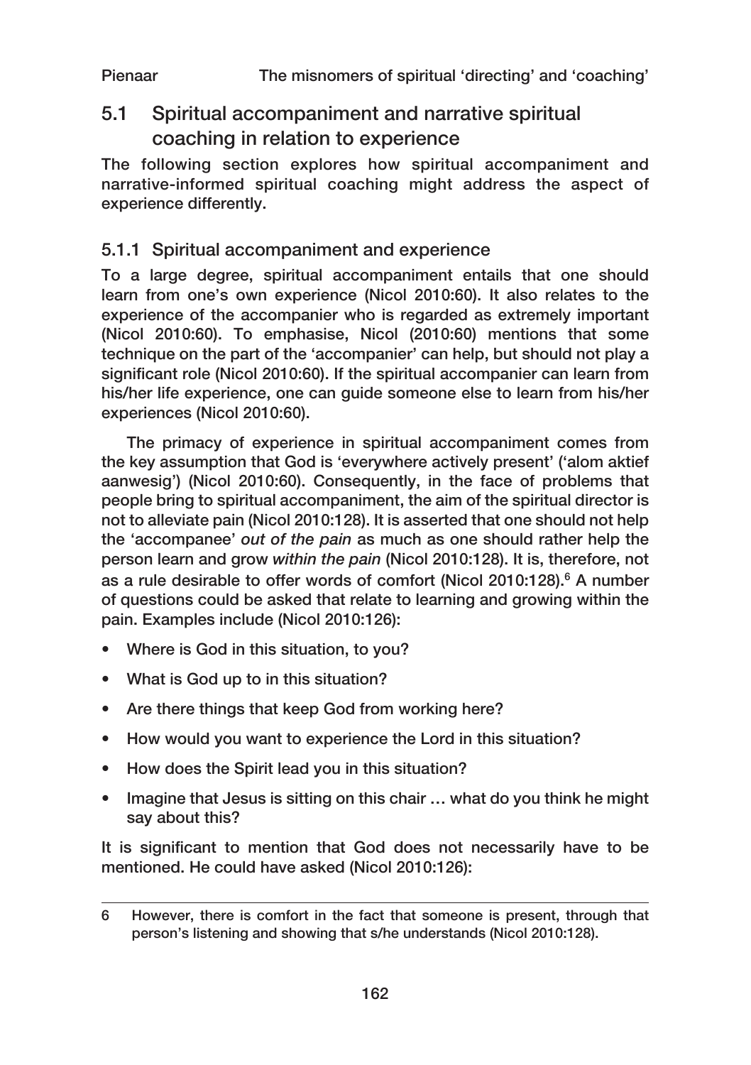## 5.1 Spiritual accompaniment and narrative spiritual coaching in relation to experience

The following section explores how spiritual accompaniment and narrative-informed spiritual coaching might address the aspect of experience differently.

### 5.1.1 Spiritual accompaniment and experience

To a large degree, spiritual accompaniment entails that one should learn from one's own experience (Nicol 2010:60). It also relates to the experience of the accompanier who is regarded as extremely important (Nicol 2010:60). To emphasise, Nicol (2010:60) mentions that some technique on the part of the 'accompanier' can help, but should not play a significant role (Nicol 2010:60). If the spiritual accompanier can learn from his/her life experience, one can guide someone else to learn from his/her experiences (Nicol 2010:60).

The primacy of experience in spiritual accompaniment comes from the key assumption that God is 'everywhere actively present' ('alom aktief aanwesig') (Nicol 2010:60). Consequently, in the face of problems that people bring to spiritual accompaniment, the aim of the spiritual director is not to alleviate pain (Nicol 2010:128). It is asserted that one should not help the 'accompanee' *out of the pain* as much as one should rather help the person learn and grow *within the pain* (Nicol 2010:128). It is, therefore, not as a rule desirable to offer words of comfort (Nicol 2010:128).[6] A number of questions could be asked that relate to learning and growing within the pain. Examples include (Nicol 2010:126):

- Where is God in this situation, to you?
- What is God up to in this situation?
- Are there things that keep God from working here?
- How would you want to experience the Lord in this situation?
- How does the Spirit lead you in this situation?
- Imagine that Jesus is sitting on this chair … what do you think he might say about this?

It is significant to mention that God does not necessarily have to be mentioned. He could have asked (Nicol 2010:126):

6 However, there is comfort in the fact that someone is present, through that person's listening and showing that s/he understands (Nicol 2010:128).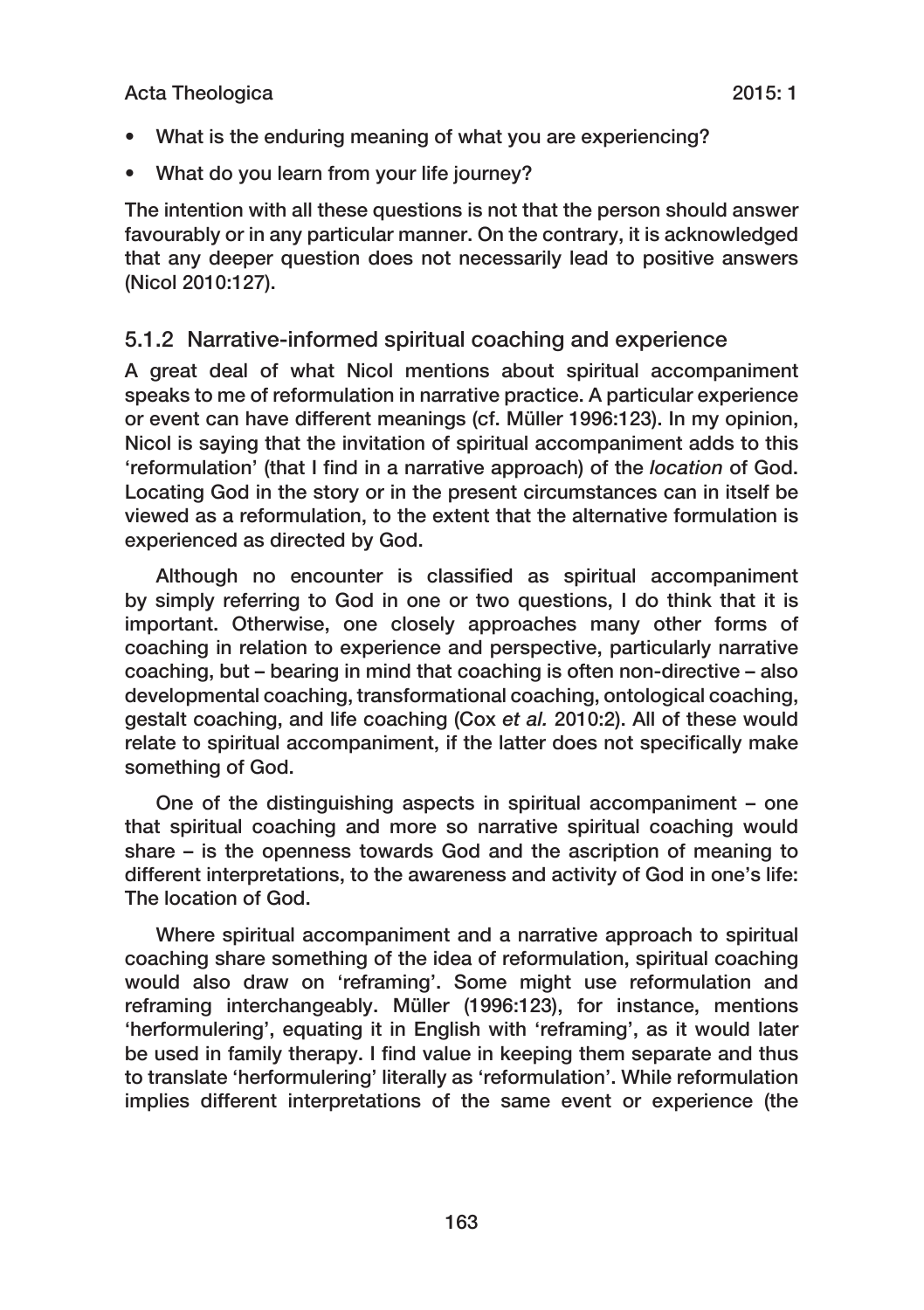- What is the enduring meaning of what you are experiencing?
- What do you learn from your life journey?

The intention with all these questions is not that the person should answer favourably or in any particular manner. On the contrary, it is acknowledged that any deeper question does not necessarily lead to positive answers (Nicol 2010:127).

### 5.1.2 Narrative-informed spiritual coaching and experience

A great deal of what Nicol mentions about spiritual accompaniment speaks to me of reformulation in narrative practice. A particular experience or event can have different meanings (cf. Müller 1996:123). In my opinion, Nicol is saying that the invitation of spiritual accompaniment adds to this 'reformulation' (that I find in a narrative approach) of the *location* of God. Locating God in the story or in the present circumstances can in itself be viewed as a reformulation, to the extent that the alternative formulation is experienced as directed by God.

Although no encounter is classified as spiritual accompaniment by simply referring to God in one or two questions, I do think that it is important. Otherwise, one closely approaches many other forms of coaching in relation to experience and perspective, particularly narrative coaching, but – bearing in mind that coaching is often non-directive – also developmental coaching, transformational coaching, ontological coaching, gestalt coaching, and life coaching (Cox *et al.* 2010:2). All of these would relate to spiritual accompaniment, if the latter does not specifically make something of God.

One of the distinguishing aspects in spiritual accompaniment – one that spiritual coaching and more so narrative spiritual coaching would share – is the openness towards God and the ascription of meaning to different interpretations, to the awareness and activity of God in one's life: The location of God.

Where spiritual accompaniment and a narrative approach to spiritual coaching share something of the idea of reformulation, spiritual coaching would also draw on 'reframing'. Some might use reformulation and reframing interchangeably. Müller (1996:123), for instance, mentions 'herformulering', equating it in English with 'reframing', as it would later be used in family therapy. I find value in keeping them separate and thus to translate 'herformulering' literally as 'reformulation'. While reformulation implies different interpretations of the same event or experience (the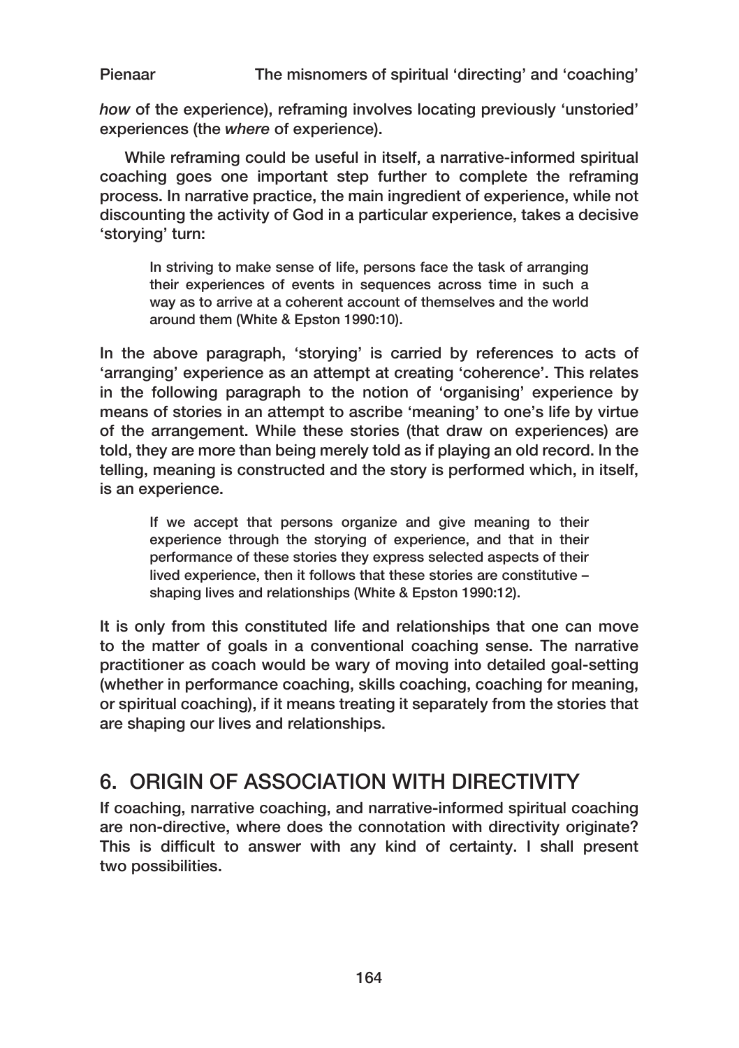*how* of the experience), reframing involves locating previously 'unstoried' experiences (the *where* of experience).

While reframing could be useful in itself, a narrative-informed spiritual coaching goes one important step further to complete the reframing process. In narrative practice, the main ingredient of experience, while not discounting the activity of God in a particular experience, takes a decisive 'storying' turn:

> In striving to make sense of life, persons face the task of arranging their experiences of events in sequences across time in such a way as to arrive at a coherent account of themselves and the world around them (White & Epston 1990:10).

In the above paragraph, 'storying' is carried by references to acts of 'arranging' experience as an attempt at creating 'coherence'. This relates in the following paragraph to the notion of 'organising' experience by means of stories in an attempt to ascribe 'meaning' to one's life by virtue of the arrangement. While these stories (that draw on experiences) are told, they are more than being merely told as if playing an old record. In the telling, meaning is constructed and the story is performed which, in itself, is an experience.

> If we accept that persons organize and give meaning to their experience through the storying of experience, and that in their performance of these stories they express selected aspects of their lived experience, then it follows that these stories are constitutive – shaping lives and relationships (White & Epston 1990:12).

It is only from this constituted life and relationships that one can move to the matter of goals in a conventional coaching sense. The narrative practitioner as coach would be wary of moving into detailed goal-setting (whether in performance coaching, skills coaching, coaching for meaning, or spiritual coaching), if it means treating it separately from the stories that are shaping our lives and relationships.

## 6. ORIGIN OF ASSOCIATION WITH DIRECTIVITY

If coaching, narrative coaching, and narrative-informed spiritual coaching are non-directive, where does the connotation with directivity originate? This is difficult to answer with any kind of certainty. I shall present two possibilities.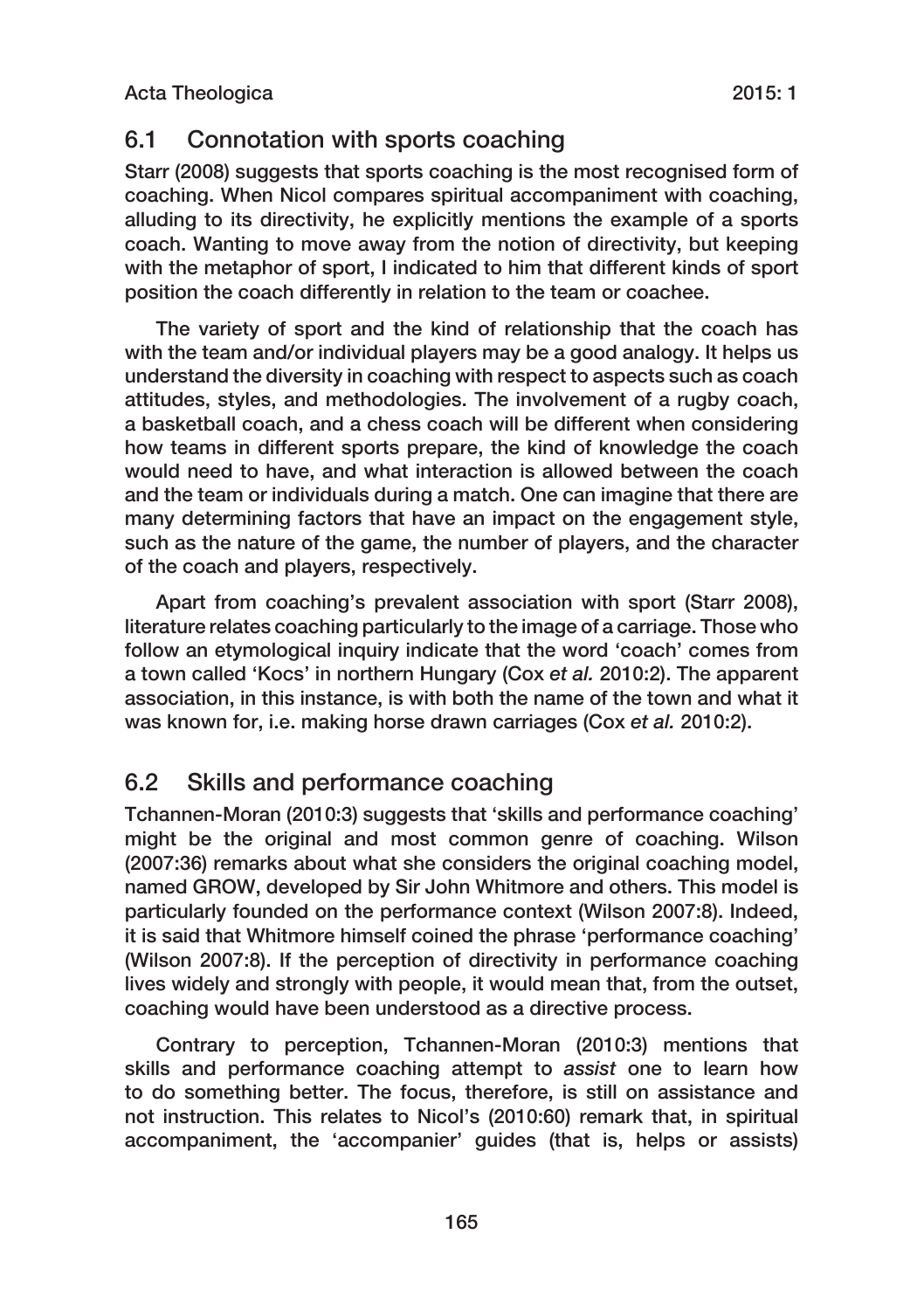## 6.1 Connotation with sports coaching

Starr (2008) suggests that sports coaching is the most recognised form of coaching. When Nicol compares spiritual accompaniment with coaching, alluding to its directivity, he explicitly mentions the example of a sports coach. Wanting to move away from the notion of directivity, but keeping with the metaphor of sport, I indicated to him that different kinds of sport position the coach differently in relation to the team or coachee.

The variety of sport and the kind of relationship that the coach has with the team and/or individual players may be a good analogy. It helps us understand the diversity in coaching with respect to aspects such as coach attitudes, styles, and methodologies. The involvement of a rugby coach, a basketball coach, and a chess coach will be different when considering how teams in different sports prepare, the kind of knowledge the coach would need to have, and what interaction is allowed between the coach and the team or individuals during a match. One can imagine that there are many determining factors that have an impact on the engagement style, such as the nature of the game, the number of players, and the character of the coach and players, respectively.

Apart from coaching's prevalent association with sport (Starr 2008), literature relates coaching particularly to the image of a carriage. Those who follow an etymological inquiry indicate that the word 'coach' comes from a town called 'Kocs' in northern Hungary (Cox *et al.* 2010:2). The apparent association, in this instance, is with both the name of the town and what it was known for, i.e. making horse drawn carriages (Cox *et al.* 2010:2).

## 6.2 Skills and performance coaching

Tchannen-Moran (2010:3) suggests that 'skills and performance coaching' might be the original and most common genre of coaching. Wilson (2007:36) remarks about what she considers the original coaching model, named GROW, developed by Sir John Whitmore and others. This model is particularly founded on the performance context (Wilson 2007:8). Indeed, it is said that Whitmore himself coined the phrase 'performance coaching' (Wilson 2007:8). If the perception of directivity in performance coaching lives widely and strongly with people, it would mean that, from the outset, coaching would have been understood as a directive process.

Contrary to perception, Tchannen-Moran (2010:3) mentions that skills and performance coaching attempt to *assist* one to learn how to do something better. The focus, therefore, is still on assistance and not instruction. This relates to Nicol's (2010:60) remark that, in spiritual accompaniment, the 'accompanier' guides (that is, helps or assists)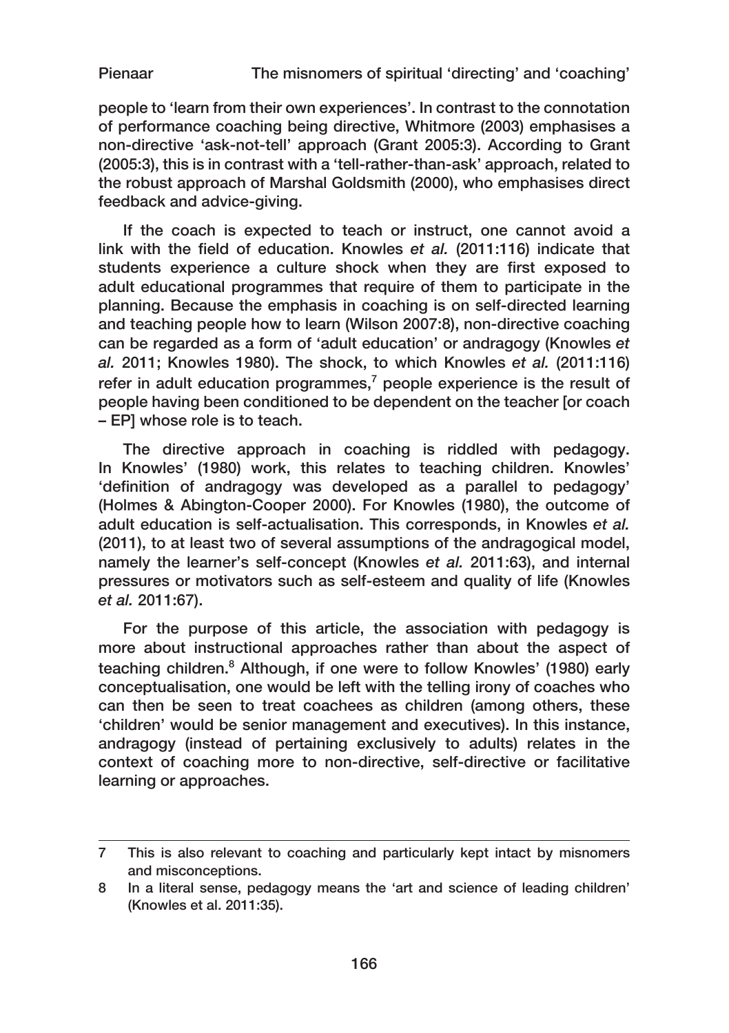people to 'learn from their own experiences'. In contrast to the connotation of performance coaching being directive, Whitmore (2003) emphasises a non-directive 'ask-not-tell' approach (Grant 2005:3). According to Grant (2005:3), this is in contrast with a 'tell-rather-than-ask' approach, related to the robust approach of Marshal Goldsmith (2000), who emphasises direct feedback and advice-giving.

If the coach is expected to teach or instruct, one cannot avoid a link with the field of education. Knowles *et al.* (2011:116) indicate that students experience a culture shock when they are first exposed to adult educational programmes that require of them to participate in the planning. Because the emphasis in coaching is on self-directed learning and teaching people how to learn (Wilson 2007:8), non-directive coaching can be regarded as a form of 'adult education' or andragogy (Knowles *et al.* 2011; Knowles 1980). The shock, to which Knowles *et al.* (2011:116) refer in adult education programmes,[7] people experience is the result of people having been conditioned to be dependent on the teacher [or coach – EP] whose role is to teach.

The directive approach in coaching is riddled with pedagogy. In Knowles' (1980) work, this relates to teaching children. Knowles' 'definition of andragogy was developed as a parallel to pedagogy' (Holmes & Abington-Cooper 2000). For Knowles (1980), the outcome of adult education is self-actualisation. This corresponds, in Knowles *et al.* (2011), to at least two of several assumptions of the andragogical model, namely the learner's self-concept (Knowles *et al.* 2011:63), and internal pressures or motivators such as self-esteem and quality of life (Knowles *et al.* 2011:67).

For the purpose of this article, the association with pedagogy is more about instructional approaches rather than about the aspect of teaching children.[8] Although, if one were to follow Knowles' (1980) early conceptualisation, one would be left with the telling irony of coaches who can then be seen to treat coachees as children (among others, these 'children' would be senior management and executives). In this instance, andragogy (instead of pertaining exclusively to adults) relates in the context of coaching more to non-directive, self-directive or facilitative learning or approaches.

---

7 This is also relevant to coaching and particularly kept intact by misnomers and misconceptions.

8 In a literal sense, pedagogy means the 'art and science of leading children' (Knowles et al. 2011:35).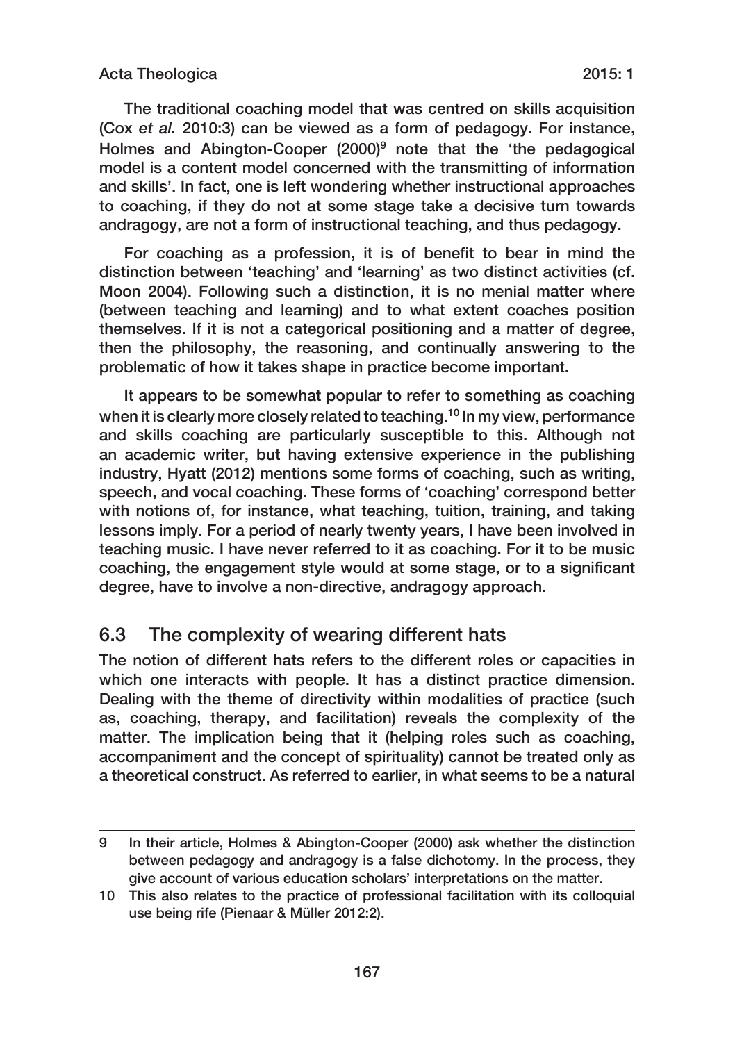The traditional coaching model that was centred on skills acquisition (Cox *et al.* 2010:3) can be viewed as a form of pedagogy. For instance, Holmes and Abington-Cooper (2000)[9] note that the 'the pedagogical model is a content model concerned with the transmitting of information and skills'. In fact, one is left wondering whether instructional approaches to coaching, if they do not at some stage take a decisive turn towards andragogy, are not a form of instructional teaching, and thus pedagogy.

For coaching as a profession, it is of benefit to bear in mind the distinction between 'teaching' and 'learning' as two distinct activities (cf. Moon 2004). Following such a distinction, it is no menial matter where (between teaching and learning) and to what extent coaches position themselves. If it is not a categorical positioning and a matter of degree, then the philosophy, the reasoning, and continually answering to the problematic of how it takes shape in practice become important.

It appears to be somewhat popular to refer to something as coaching when it is clearly more closely related to teaching.[10] In my view, performance and skills coaching are particularly susceptible to this. Although not an academic writer, but having extensive experience in the publishing industry, Hyatt (2012) mentions some forms of coaching, such as writing, speech, and vocal coaching. These forms of 'coaching' correspond better with notions of, for instance, what teaching, tuition, training, and taking lessons imply. For a period of nearly twenty years, I have been involved in teaching music. I have never referred to it as coaching. For it to be music coaching, the engagement style would at some stage, or to a significant degree, have to involve a non-directive, andragogy approach.

## 6.3 The complexity of wearing different hats

The notion of different hats refers to the different roles or capacities in which one interacts with people. It has a distinct practice dimension. Dealing with the theme of directivity within modalities of practice (such as, coaching, therapy, and facilitation) reveals the complexity of the matter. The implication being that it (helping roles such as coaching, accompaniment and the concept of spirituality) cannot be treated only as a theoretical construct. As referred to earlier, in what seems to be a natural

---

9 In their article, Holmes & Abington-Cooper (2000) ask whether the distinction between pedagogy and andragogy is a false dichotomy. In the process, they give account of various education scholars' interpretations on the matter.

10 This also relates to the practice of professional facilitation with its colloquial use being rife (Pienaar & Müller 2012:2).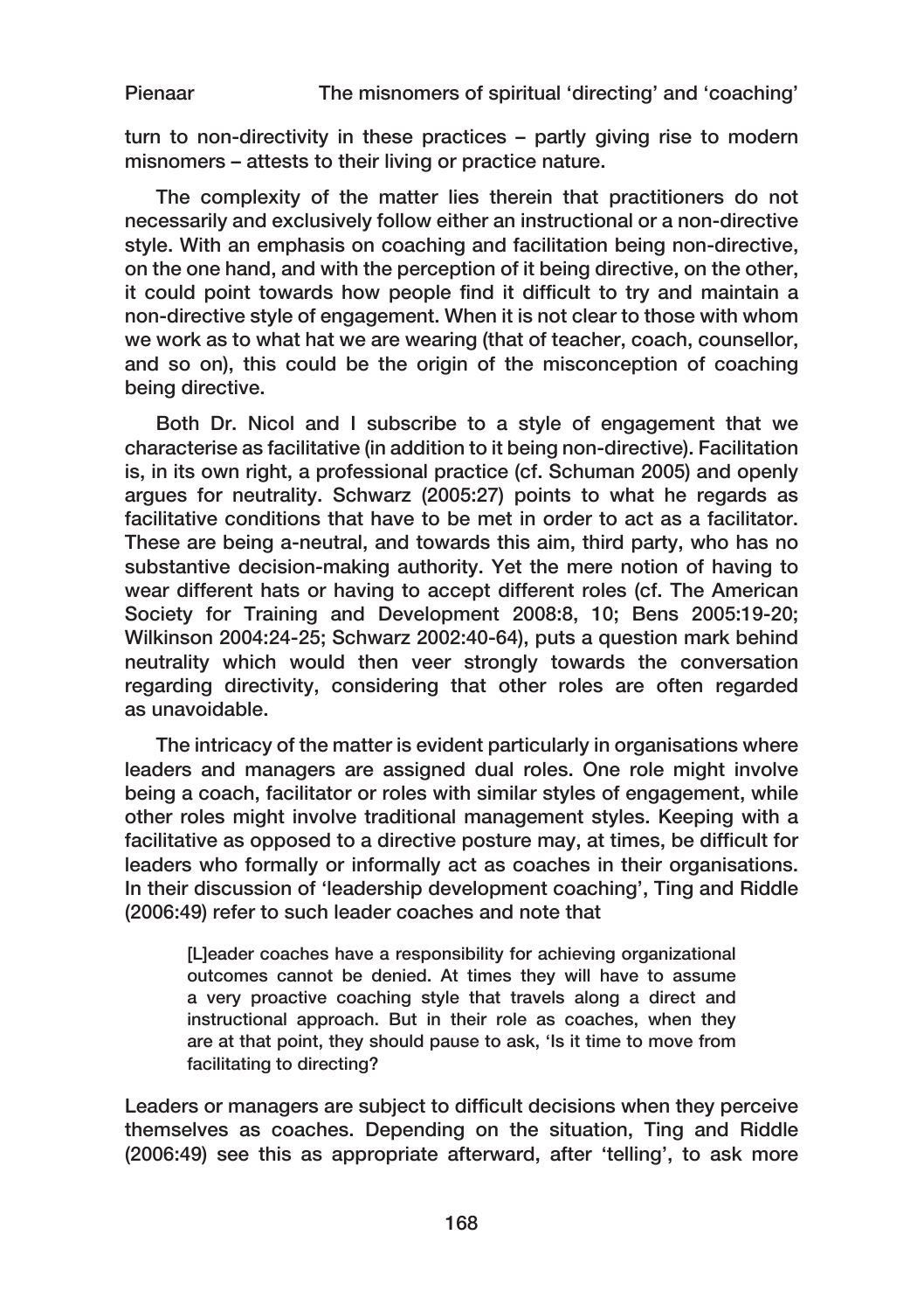turn to non-directivity in these practices – partly giving rise to modern misnomers – attests to their living or practice nature.

The complexity of the matter lies therein that practitioners do not necessarily and exclusively follow either an instructional or a non-directive style. With an emphasis on coaching and facilitation being non-directive, on the one hand, and with the perception of it being directive, on the other, it could point towards how people find it difficult to try and maintain a non-directive style of engagement. When it is not clear to those with whom we work as to what hat we are wearing (that of teacher, coach, counsellor, and so on), this could be the origin of the misconception of coaching being directive.

Both Dr. Nicol and I subscribe to a style of engagement that we characterise as facilitative (in addition to it being non-directive). Facilitation is, in its own right, a professional practice (cf. Schuman 2005) and openly argues for neutrality. Schwarz (2005:27) points to what he regards as facilitative conditions that have to be met in order to act as a facilitator. These are being a-neutral, and towards this aim, third party, who has no substantive decision-making authority. Yet the mere notion of having to wear different hats or having to accept different roles (cf. The American Society for Training and Development 2008:8, 10; Bens 2005:19-20; Wilkinson 2004:24-25; Schwarz 2002:40-64), puts a question mark behind neutrality which would then veer strongly towards the conversation regarding directivity, considering that other roles are often regarded as unavoidable.

The intricacy of the matter is evident particularly in organisations where leaders and managers are assigned dual roles. One role might involve being a coach, facilitator or roles with similar styles of engagement, while other roles might involve traditional management styles. Keeping with a facilitative as opposed to a directive posture may, at times, be difficult for leaders who formally or informally act as coaches in their organisations. In their discussion of 'leadership development coaching', Ting and Riddle (2006:49) refer to such leader coaches and note that

> [L]eader coaches have a responsibility for achieving organizational outcomes cannot be denied. At times they will have to assume a very proactive coaching style that travels along a direct and instructional approach. But in their role as coaches, when they are at that point, they should pause to ask, 'Is it time to move from facilitating to directing?

Leaders or managers are subject to difficult decisions when they perceive themselves as coaches. Depending on the situation, Ting and Riddle (2006:49) see this as appropriate afterward, after 'telling', to ask more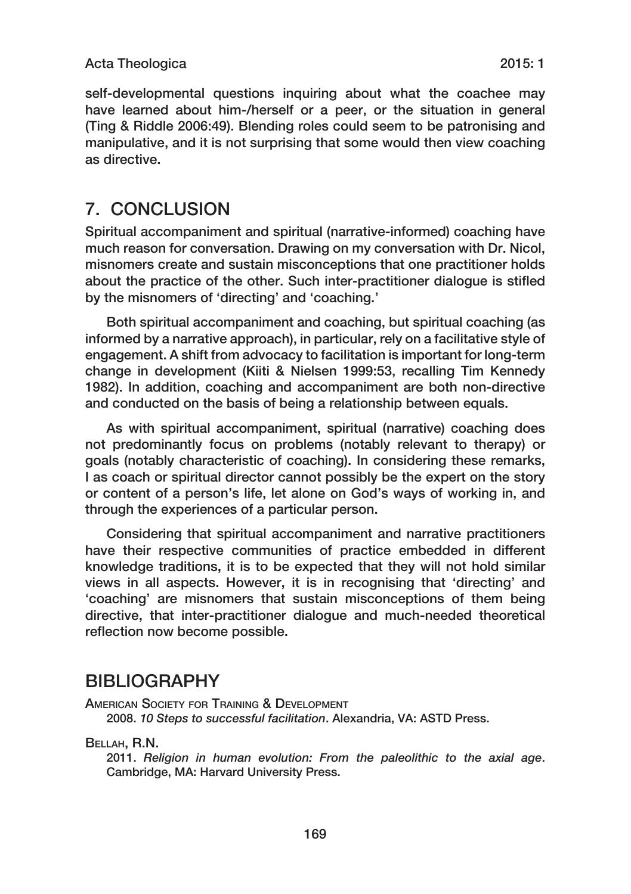self-developmental questions inquiring about what the coachee may have learned about him-/herself or a peer, or the situation in general (Ting & Riddle 2006:49). Blending roles could seem to be patronising and manipulative, and it is not surprising that some would then view coaching as directive.

## 7. CONCLUSION

Spiritual accompaniment and spiritual (narrative-informed) coaching have much reason for conversation. Drawing on my conversation with Dr. Nicol, misnomers create and sustain misconceptions that one practitioner holds about the practice of the other. Such inter-practitioner dialogue is stifled by the misnomers of 'directing' and 'coaching.'

Both spiritual accompaniment and coaching, but spiritual coaching (as informed by a narrative approach), in particular, rely on a facilitative style of engagement. A shift from advocacy to facilitation is important for long-term change in development (Kiiti & Nielsen 1999:53, recalling Tim Kennedy 1982). In addition, coaching and accompaniment are both non-directive and conducted on the basis of being a relationship between equals.

As with spiritual accompaniment, spiritual (narrative) coaching does not predominantly focus on problems (notably relevant to therapy) or goals (notably characteristic of coaching). In considering these remarks, I as coach or spiritual director cannot possibly be the expert on the story or content of a person's life, let alone on God's ways of working in, and through the experiences of a particular person.

Considering that spiritual accompaniment and narrative practitioners have their respective communities of practice embedded in different knowledge traditions, it is to be expected that they will not hold similar views in all aspects. However, it is in recognising that 'directing' and 'coaching' are misnomers that sustain misconceptions of them being directive, that inter-practitioner dialogue and much-needed theoretical reflection now become possible.

## BIBLIOGRAPHY

American Society for Training & Development
2008. *10 Steps to successful facilitation*. Alexandria, VA: ASTD Press.

Bellah, R.N.
2011. *Religion in human evolution: From the paleolithic to the axial age*. Cambridge, MA: Harvard University Press.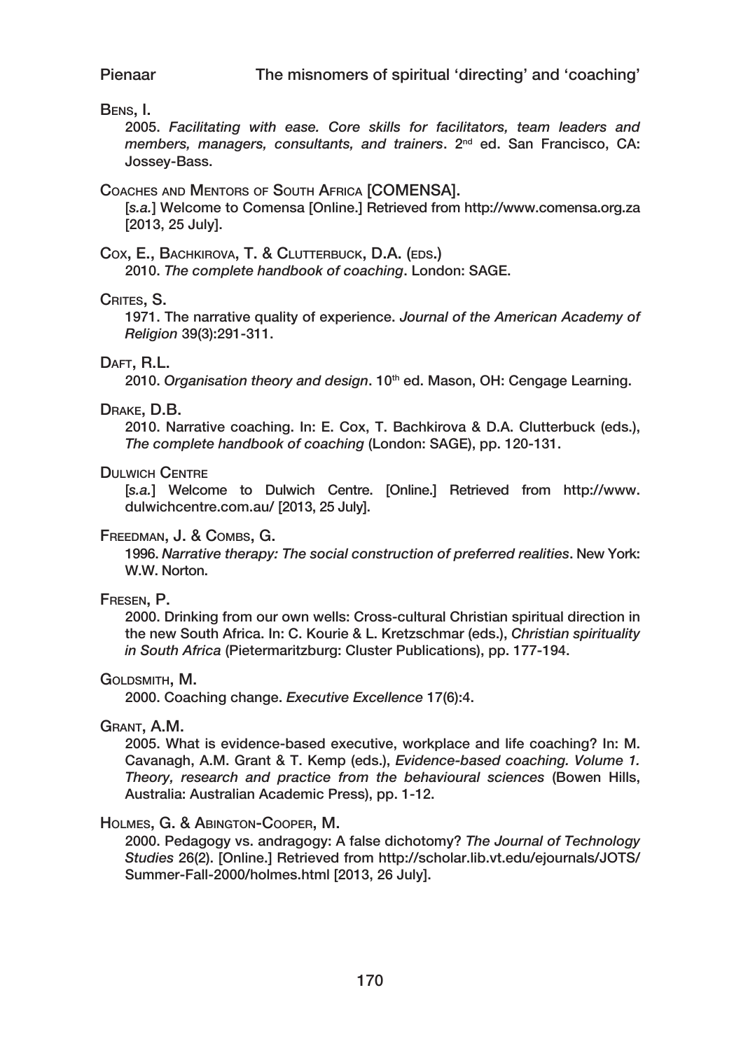Bens, I.

2005. *Facilitating with ease. Core skills for facilitators, team leaders and members, managers, consultants, and trainers*. 2nd ed. San Francisco, CA: Jossey-Bass.

Coaches and Mentors of South Africa [COMENSA].

[*s.a.*] Welcome to Comensa [Online.] Retrieved from http://www.comensa.org.za [2013, 25 July].

Cox, E., Bachkirova, T. & Clutterbuck, D.A. (eds.)

2010. *The complete handbook of coaching*. London: SAGE.

Crites, S.

1971. The narrative quality of experience. *Journal of the American Academy of Religion* 39(3):291-311.

Daft, R.L.

2010. *Organisation theory and design*. 10th ed. Mason, OH: Cengage Learning.

Drake, D.B.

2010. Narrative coaching. In: E. Cox, T. Bachkirova & D.A. Clutterbuck (eds.), *The complete handbook of coaching* (London: SAGE), pp. 120-131.

Dulwich Centre

[*s.a.*] Welcome to Dulwich Centre. [Online.] Retrieved from http://www.dulwichcentre.com.au/ [2013, 25 July].

Freedman, J. & Combs, G.

1996. *Narrative therapy: The social construction of preferred realities*. New York: W.W. Norton.

Fresen, P.

2000. Drinking from our own wells: Cross-cultural Christian spiritual direction in the new South Africa. In: C. Kourie & L. Kretzschmar (eds.), *Christian spirituality in South Africa* (Pietermaritzburg: Cluster Publications), pp. 177-194.

Goldsmith, M.

2000. Coaching change. *Executive Excellence* 17(6):4.

Grant, A.M.

2005. What is evidence-based executive, workplace and life coaching? In: M. Cavanagh, A.M. Grant & T. Kemp (eds.), *Evidence-based coaching. Volume 1. Theory, research and practice from the behavioural sciences* (Bowen Hills, Australia: Australian Academic Press), pp. 1-12.

Holmes, G. & Abington-Cooper, M.

2000. Pedagogy vs. andragogy: A false dichotomy? *The Journal of Technology Studies* 26(2). [Online.] Retrieved from http://scholar.lib.vt.edu/ejournals/JOTS/Summer-Fall-2000/holmes.html [2013, 26 July].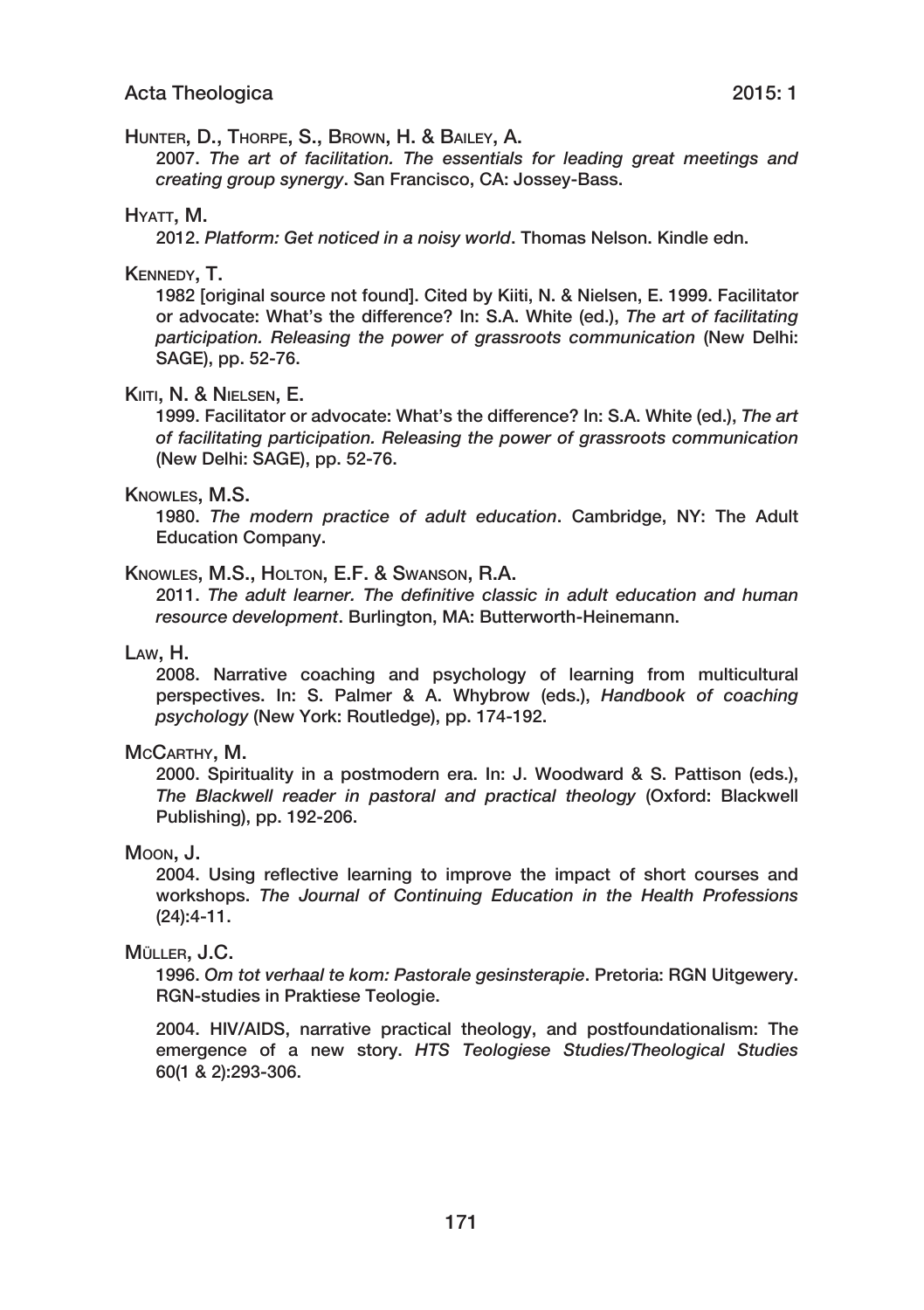Hunter, D., Thorpe, S., Brown, H. & Bailey, A.

2007. *The art of facilitation. The essentials for leading great meetings and creating group synergy*. San Francisco, CA: Jossey-Bass.

Hyatt, M.

2012. *Platform: Get noticed in a noisy world*. Thomas Nelson. Kindle edn.

Kennedy, T.

1982 [original source not found]. Cited by Kiiti, N. & Nielsen, E. 1999. Facilitator or advocate: What's the difference? In: S.A. White (ed.), *The art of facilitating participation. Releasing the power of grassroots communication* (New Delhi: SAGE), pp. 52-76.

Kiiti, N. & Nielsen, E.

1999. Facilitator or advocate: What's the difference? In: S.A. White (ed.), *The art of facilitating participation. Releasing the power of grassroots communication* (New Delhi: SAGE), pp. 52-76.

Knowles, M.S.

1980. *The modern practice of adult education*. Cambridge, NY: The Adult Education Company.

Knowles, M.S., Holton, E.F. & Swanson, R.A.

2011. *The adult learner. The definitive classic in adult education and human resource development*. Burlington, MA: Butterworth-Heinemann.

Law, H.

2008. Narrative coaching and psychology of learning from multicultural perspectives. In: S. Palmer & A. Whybrow (eds.), *Handbook of coaching psychology* (New York: Routledge), pp. 174-192.

McCarthy, M.

2000. Spirituality in a postmodern era. In: J. Woodward & S. Pattison (eds.), *The Blackwell reader in pastoral and practical theology* (Oxford: Blackwell Publishing), pp. 192-206.

Moon, J.

2004. Using reflective learning to improve the impact of short courses and workshops. *The Journal of Continuing Education in the Health Professions* (24):4-11.

Müller, J.C.

1996. *Om tot verhaal te kom: Pastorale gesinsterapie*. Pretoria: RGN Uitgewery. RGN-studies in Praktiese Teologie.

2004. HIV/AIDS, narrative practical theology, and postfoundationalism: The emergence of a new story. *HTS Teologiese Studies/Theological Studies* 60(1 & 2):293-306.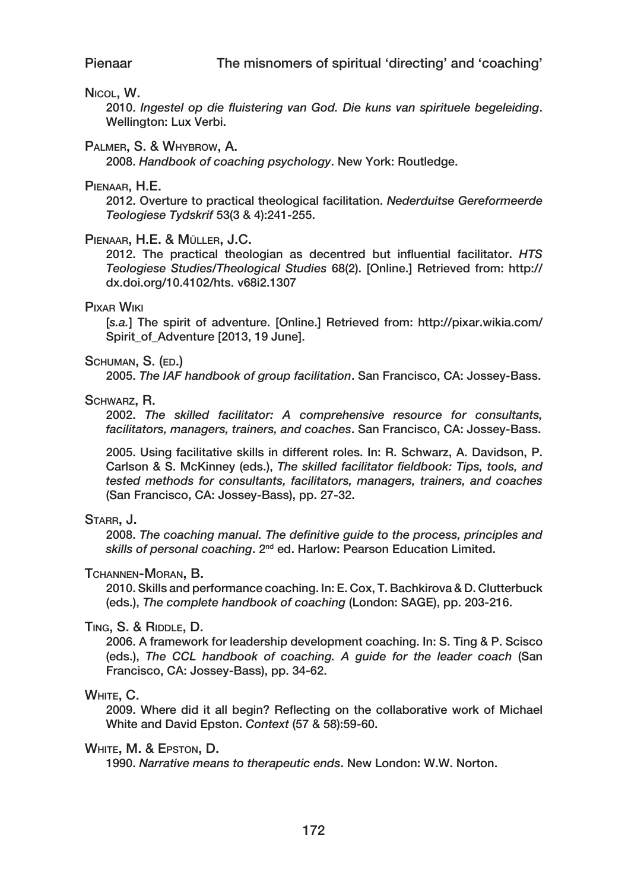Nicol, W.

2010. *Ingestel op die fluistering van God. Die kuns van spirituele begeleiding*. Wellington: Lux Verbi.

Palmer, S. & Whybrow, A.

2008. *Handbook of coaching psychology*. New York: Routledge.

Pienaar, H.E.

2012. Overture to practical theological facilitation. *Nederduitse Gereformeerde Teologiese Tydskrif* 53(3 & 4):241-255.

Pienaar, H.E. & Müller, J.C.

2012. The practical theologian as decentred but influential facilitator. *HTS Teologiese Studies/Theological Studies* 68(2). [Online.] Retrieved from: http://dx.doi.org/10.4102/hts. v68i2.1307

Pixar Wiki

[*s.a.*] The spirit of adventure. [Online.] Retrieved from: http://pixar.wikia.com/Spirit_of_Adventure [2013, 19 June].

Schuman, S. (ed.)

2005. *The IAF handbook of group facilitation*. San Francisco, CA: Jossey-Bass.

Schwarz, R.

2002. *The skilled facilitator: A comprehensive resource for consultants, facilitators, managers, trainers, and coaches*. San Francisco, CA: Jossey-Bass.

2005. Using facilitative skills in different roles. In: R. Schwarz, A. Davidson, P. Carlson & S. McKinney (eds.), *The skilled facilitator fieldbook: Tips, tools, and tested methods for consultants, facilitators, managers, trainers, and coaches* (San Francisco, CA: Jossey-Bass), pp. 27-32.

Starr, J.

2008. *The coaching manual. The definitive guide to the process, principles and skills of personal coaching*. 2nd ed. Harlow: Pearson Education Limited.

Tchannen-Moran, B.

2010. Skills and performance coaching. In: E. Cox, T. Bachkirova & D. Clutterbuck (eds.), *The complete handbook of coaching* (London: SAGE), pp. 203-216.

Ting, S. & Riddle, D.

2006. A framework for leadership development coaching. In: S. Ting & P. Scisco (eds.), *The CCL handbook of coaching. A guide for the leader coach* (San Francisco, CA: Jossey-Bass), pp. 34-62.

White, C.

2009. Where did it all begin? Reflecting on the collaborative work of Michael White and David Epston. *Context* (57 & 58):59-60.

White, M. & Epston, D.

1990. *Narrative means to therapeutic ends*. New London: W.W. Norton.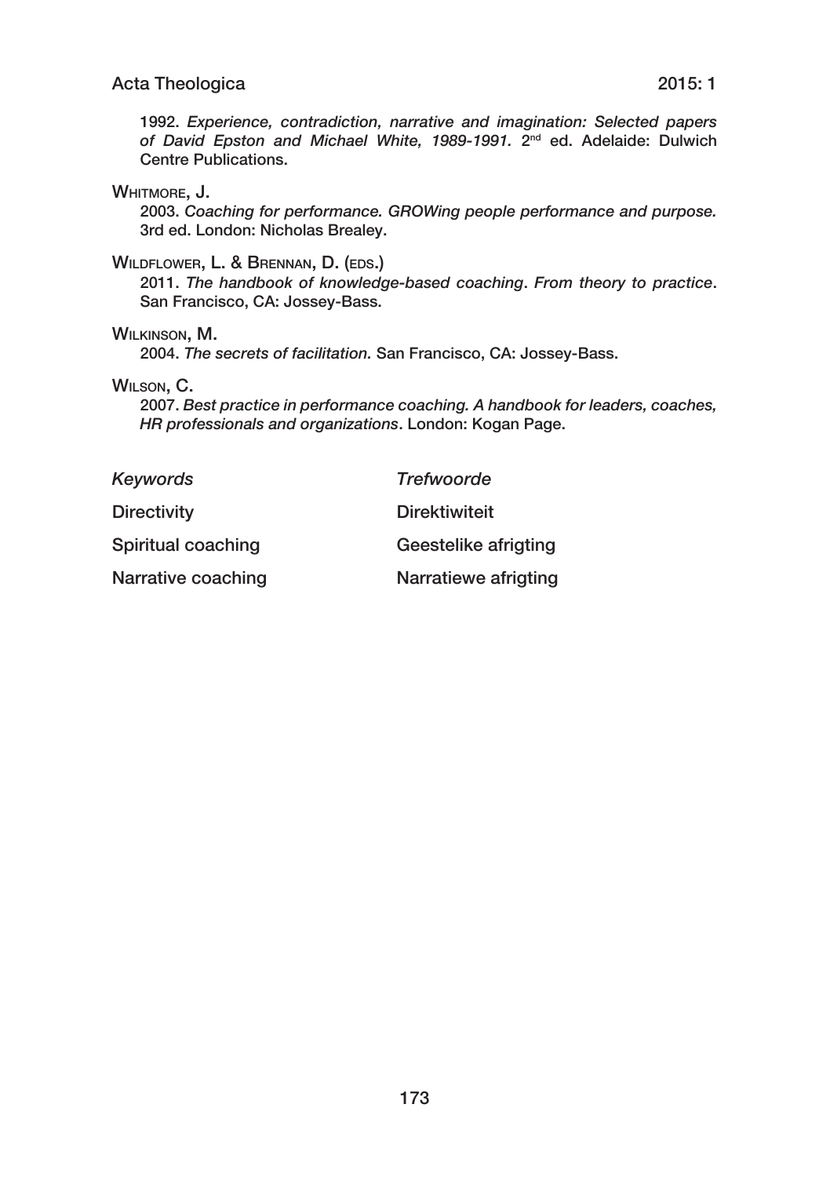1992. *Experience, contradiction, narrative and imagination: Selected papers of David Epston and Michael White, 1989-1991.* 2nd ed. Adelaide: Dulwich Centre Publications.

Whitmore, J.

2003. *Coaching for performance. GROWing people performance and purpose.* 3rd ed. London: Nicholas Brealey.

Wildflower, L. & Brennan, D. (eds.)

2011. *The handbook of knowledge-based coaching*. *From theory to practice*. San Francisco, CA: Jossey-Bass.

Wilkinson, M.

2004. *The secrets of facilitation.* San Francisco, CA: Jossey-Bass.

Wilson, C.

2007. *Best practice in performance coaching. A handbook for leaders, coaches, HR professionals and organizations*. London: Kogan Page.

| *Keywords* | *Trefwoorde* |
|---|---|
| Directivity | Direktiwiteit |
| Spiritual coaching | Geestelike afrigting |
| Narrative coaching | Narratiewe afrigting |